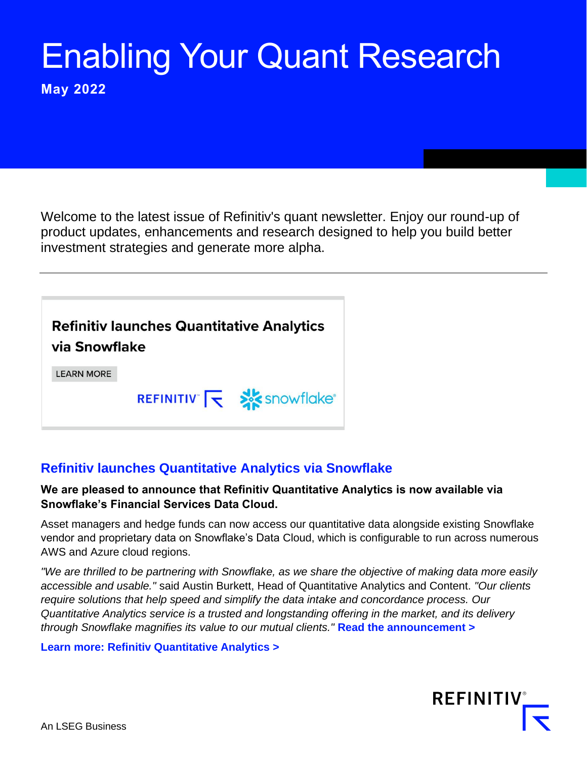# Enabling Your Quant Research

**May 2022**

Welcome to the latest issue of Refinitiv's quant newsletter. Enjoy our round-up of product updates, enhancements and research designed to help you build better investment strategies and generate more alpha.

---

**Refinitiv launches Quantitative Analytics via Snowflake**

LEARN MORE

## Refinitiv launches Quantitative Analytics via Snowflake

**We are pleased to announce that Refinitiv Quantitative Analytics is now available via Snowflake's Financial Services Data Cloud.**

Asset managers and hedge funds can now access our quantitative data alongside existing Snowflake vendor and proprietary data on Snowflake's Data Cloud, which is configurable to run across numerous AWS and Azure cloud regions.

*"We are thrilled to be partnering with Snowflake, as we share the objective of making data more easily accessible and usable."* said Austin Burkett, Head of Quantitative Analytics and Content. *"Our clients require solutions that help speed and simplify the data intake and concordance process. Our Quantitative Analytics service is a trusted and longstanding offering in the market, and its delivery through Snowflake magnifies its value to our mutual clients."* **Read the announcement >**

**Learn more: Refinitiv Quantitative Analytics >**

An LSEG Business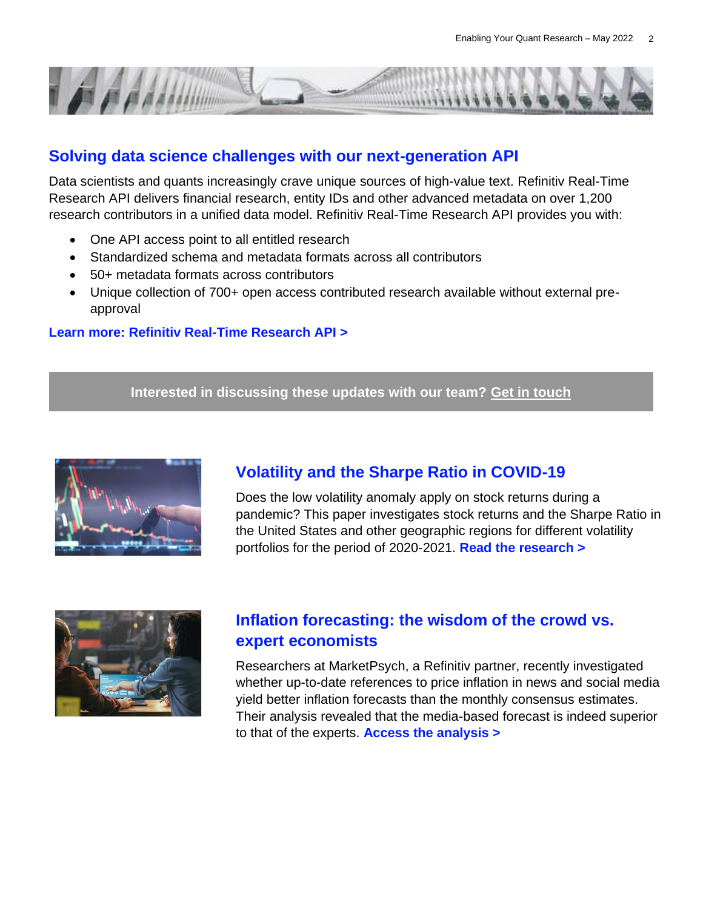## Solving data science challenges with our next-generation API

Data scientists and quants increasingly crave unique sources of high-value text. Refinitiv Real-Time Research API delivers financial research, entity IDs and other advanced metadata on over 1,200 research contributors in a unified data model. Refinitiv Real-Time Research API provides you with:

- One API access point to all entitled research
- Standardized schema and metadata formats across all contributors
- 50+ metadata formats across contributors
- Unique collection of 700+ open access contributed research available without external pre-approval

**Learn more: Refinitiv Real-Time Research API >**

**Interested in discussing these updates with our team? Get in touch**

## Volatility and the Sharpe Ratio in COVID-19

Does the low volatility anomaly apply on stock returns during a pandemic? This paper investigates stock returns and the Sharpe Ratio in the United States and other geographic regions for different volatility portfolios for the period of 2020-2021. **Read the research >**

## Inflation forecasting: the wisdom of the crowd vs. expert economists

Researchers at MarketPsych, a Refinitiv partner, recently investigated whether up-to-date references to price inflation in news and social media yield better inflation forecasts than the monthly consensus estimates. Their analysis revealed that the media-based forecast is indeed superior to that of the experts. **Access the analysis >**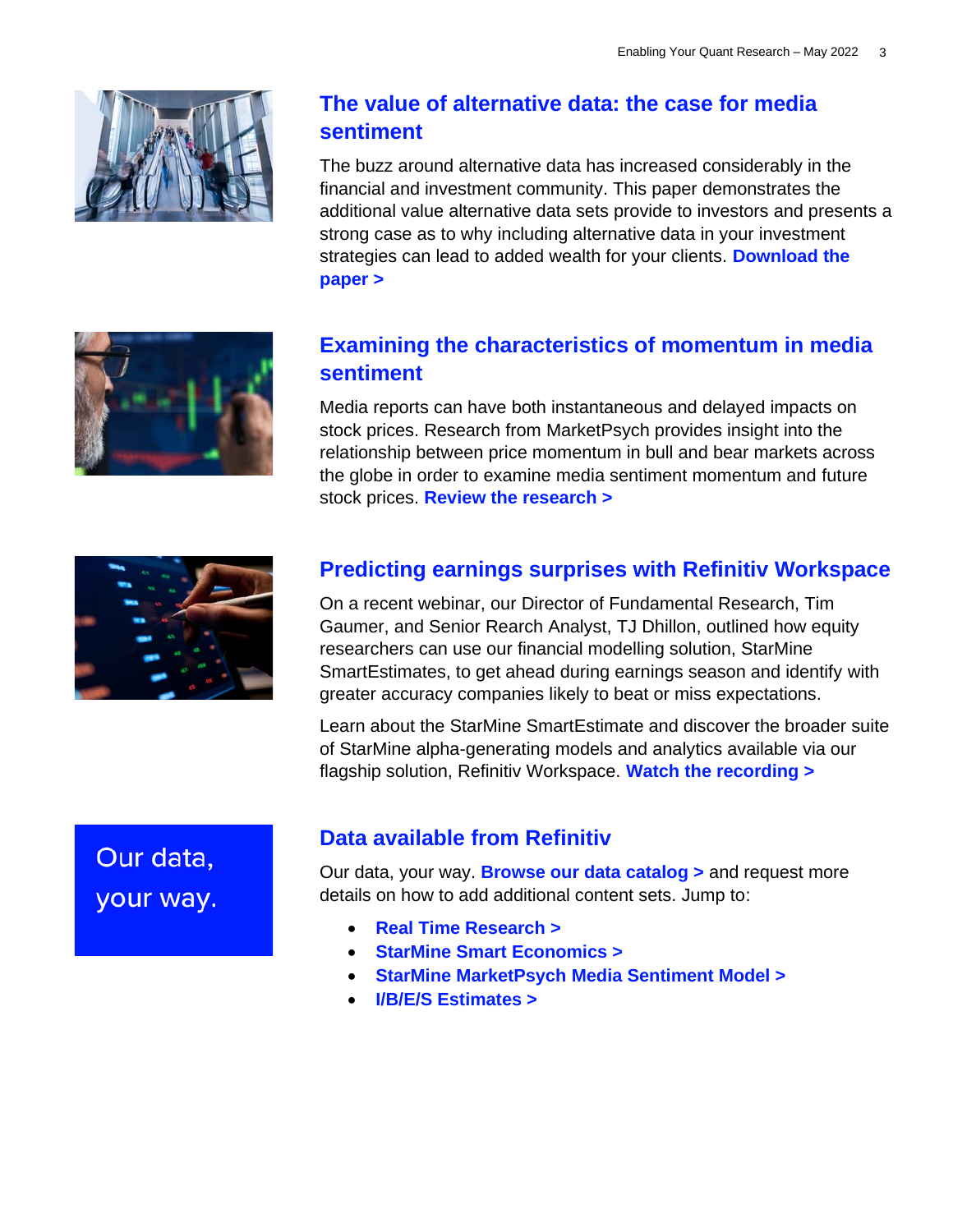## The value of alternative data: the case for media sentiment

The buzz around alternative data has increased considerably in the financial and investment community. This paper demonstrates the additional value alternative data sets provide to investors and presents a strong case as to why including alternative data in your investment strategies can lead to added wealth for your clients. **Download the paper >**

## Examining the characteristics of momentum in media sentiment

Media reports can have both instantaneous and delayed impacts on stock prices. Research from MarketPsych provides insight into the relationship between price momentum in bull and bear markets across the globe in order to examine media sentiment momentum and future stock prices. **Review the research >**

## Predicting earnings surprises with Refinitiv Workspace

On a recent webinar, our Director of Fundamental Research, Tim Gaumer, and Senior Rearch Analyst, TJ Dhillon, outlined how equity researchers can use our financial modelling solution, StarMine SmartEstimates, to get ahead during earnings season and identify with greater accuracy companies likely to beat or miss expectations.

Learn about the StarMine SmartEstimate and discover the broader suite of StarMine alpha-generating models and analytics available via our flagship solution, Refinitiv Workspace. **Watch the recording >**

Our data, your way.

## Data available from Refinitiv

Our data, your way. **Browse our data catalog >** and request more details on how to add additional content sets. Jump to:

- **Real Time Research >**
- **StarMine Smart Economics >**
- **StarMine MarketPsych Media Sentiment Model >**
- **I/B/E/S Estimates >**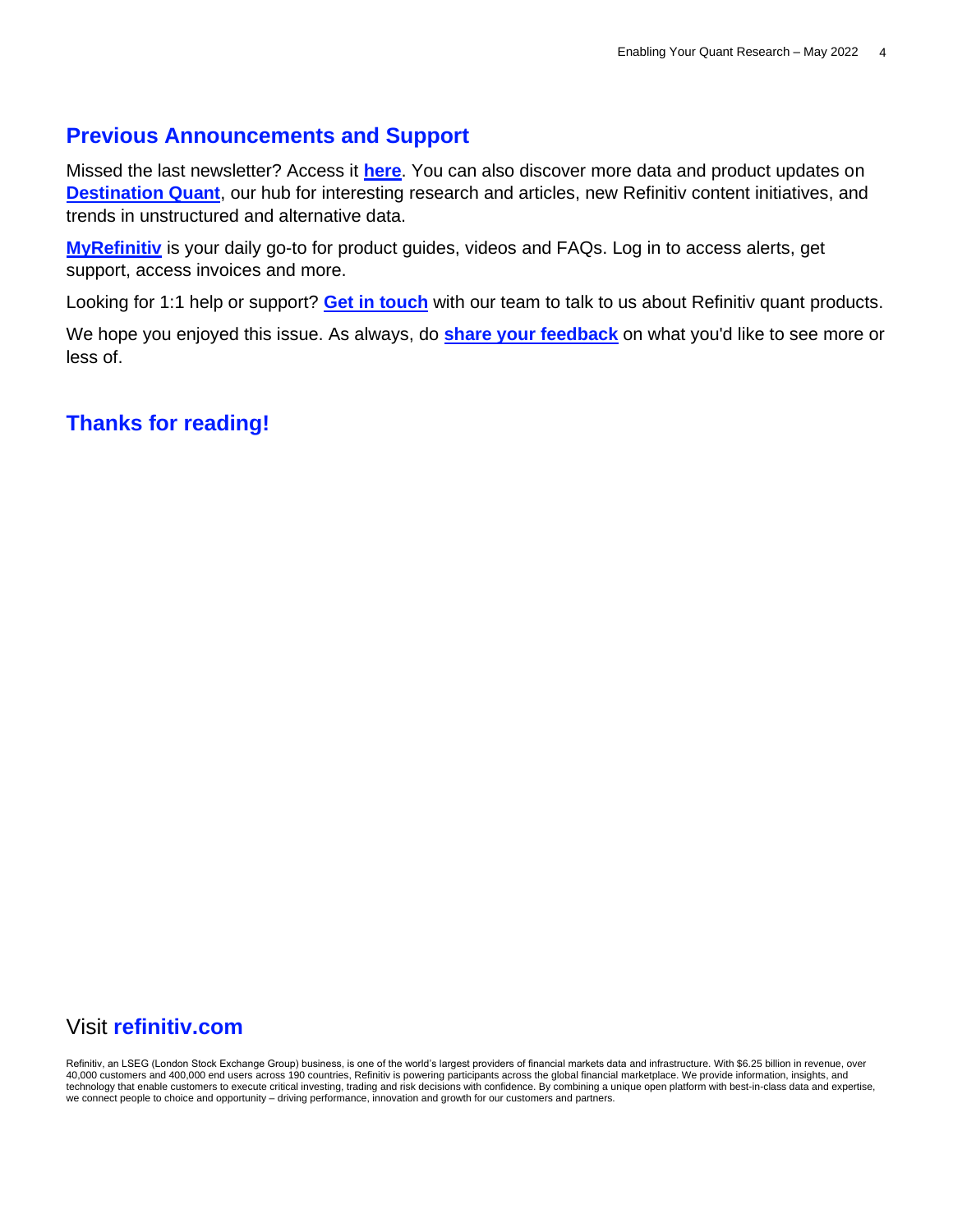## Previous Announcements and Support

Missed the last newsletter? Access it **here**. You can also discover more data and product updates on **Destination Quant**, our hub for interesting research and articles, new Refinitiv content initiatives, and trends in unstructured and alternative data.

**MyRefinitiv** is your daily go-to for product guides, videos and FAQs. Log in to access alerts, get support, access invoices and more.

Looking for 1:1 help or support? **Get in touch** with our team to talk to us about Refinitiv quant products.

We hope you enjoyed this issue. As always, do **share your feedback** on what you'd like to see more or less of.

## Thanks for reading!

Visit **refinitiv.com**

Refinitiv, an LSEG (London Stock Exchange Group) business, is one of the world's largest providers of financial markets data and infrastructure. With $6.25 billion in revenue, over 40,000 customers and 400,000 end users across 190 countries, Refinitiv is powering participants across the global financial marketplace. We provide information, insights, and technology that enable customers to execute critical investing, trading and risk decisions with confidence. By combining a unique open platform with best-in-class data and expertise, we connect people to choice and opportunity – driving performance, innovation and growth for our customers and partners.